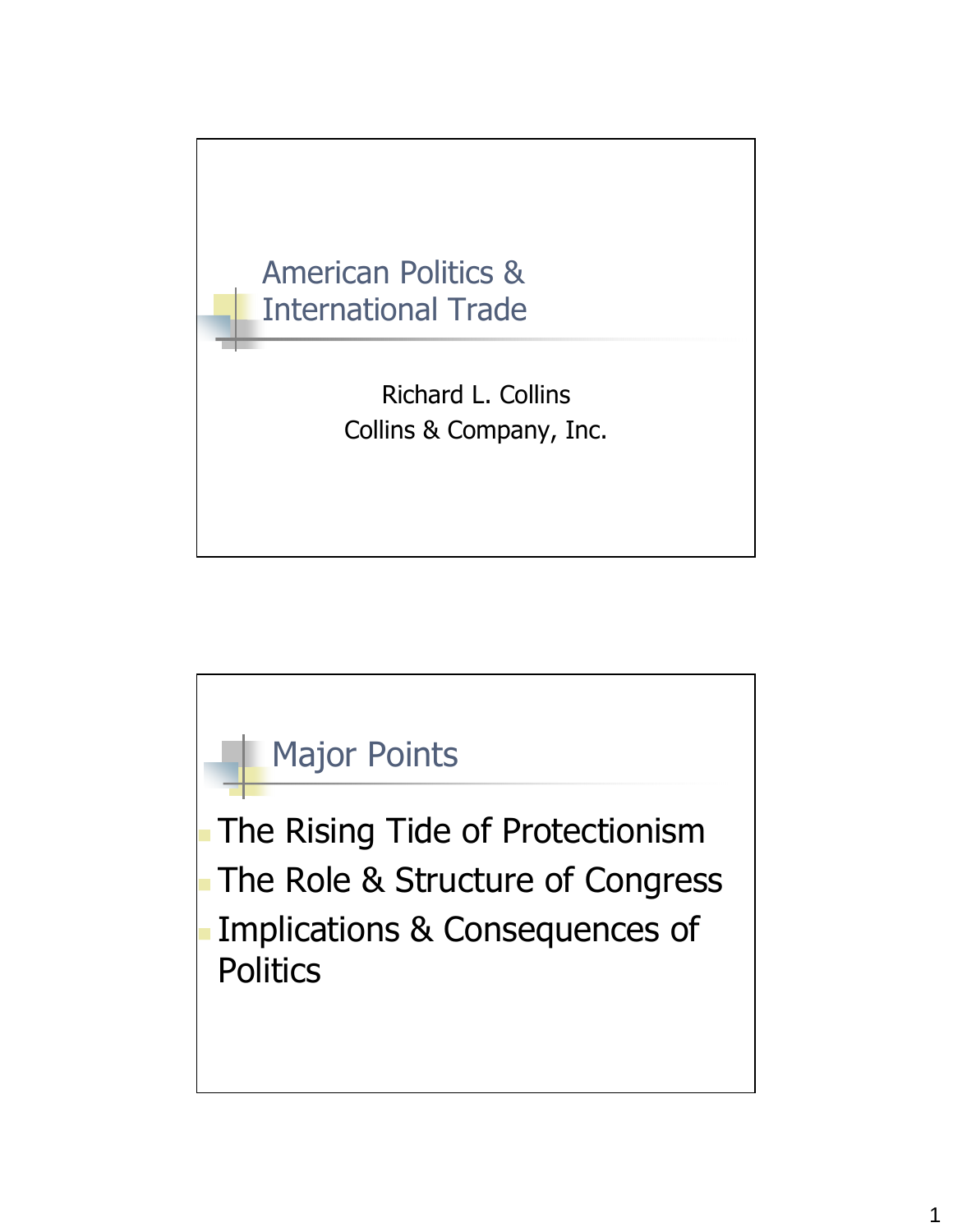# American Politics & International Trade

Richard L. Collins
Collins & Company, Inc.

## Major Points

- The Rising Tide of Protectionism
- The Role & Structure of Congress
- Implications & Consequences of Politics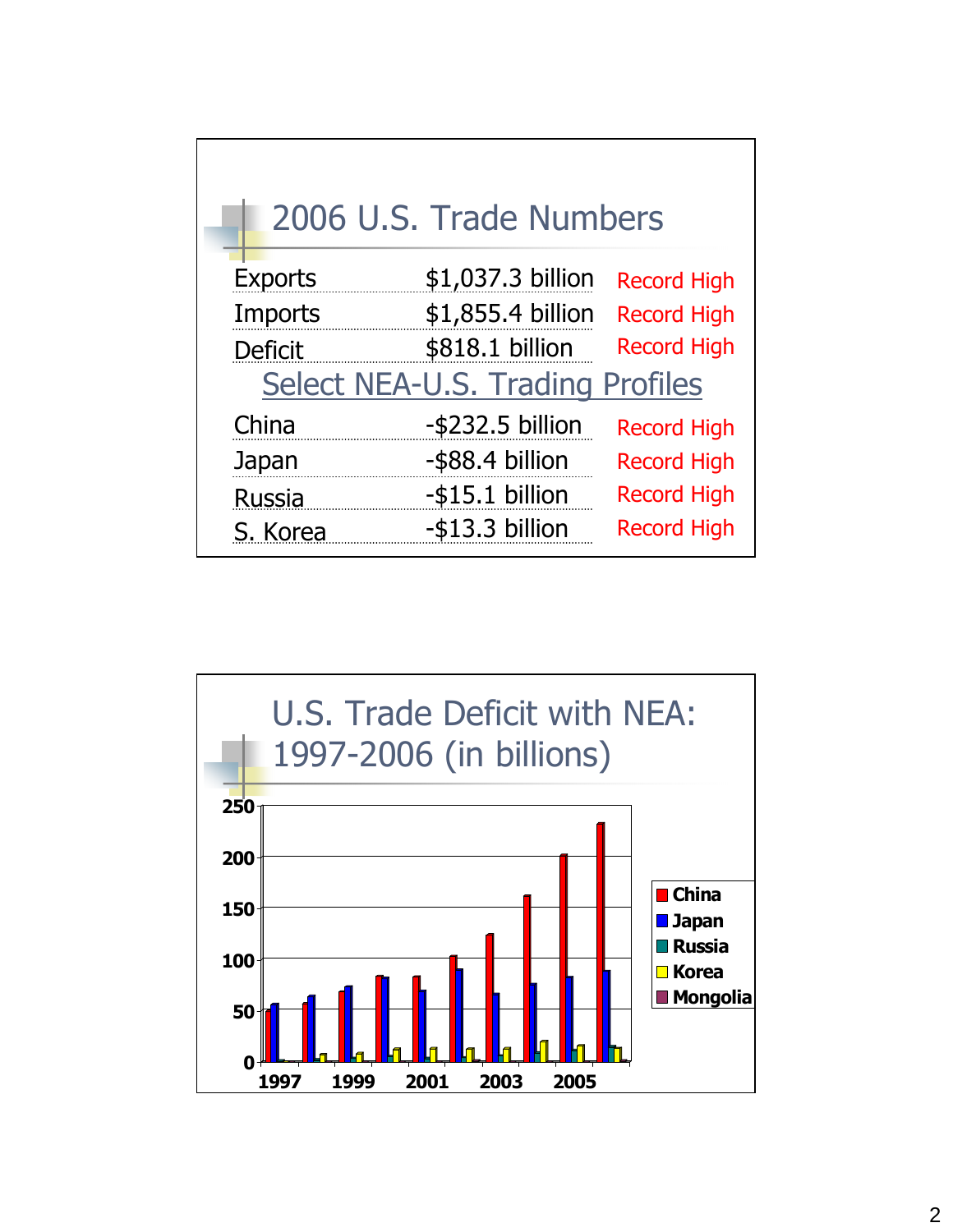## 2006 U.S. Trade Numbers

| | | |
|---|---|---|
| Exports | $1,037.3 billion | Record High |
| Imports | $1,855.4 billion | Record High |
| Deficit | $818.1 billion | Record High |

### Select NEA-U.S. Trading Profiles

| | | |
|---|---|---|
| China | -$232.5 billion | Record High |
| Japan | -$88.4 billion | Record High |
| Russia | -$15.1 billion | Record High |
| S. Korea | -$13.3 billion | Record High |

## U.S. Trade Deficit with NEA: 1997-2006 (in billions)

Legend: China, Japan, Russia, Korea, Mongolia

Y-axis: 0, 50, 100, 150, 200, 250

X-axis: 1997, 1999, 2001, 2003, 2005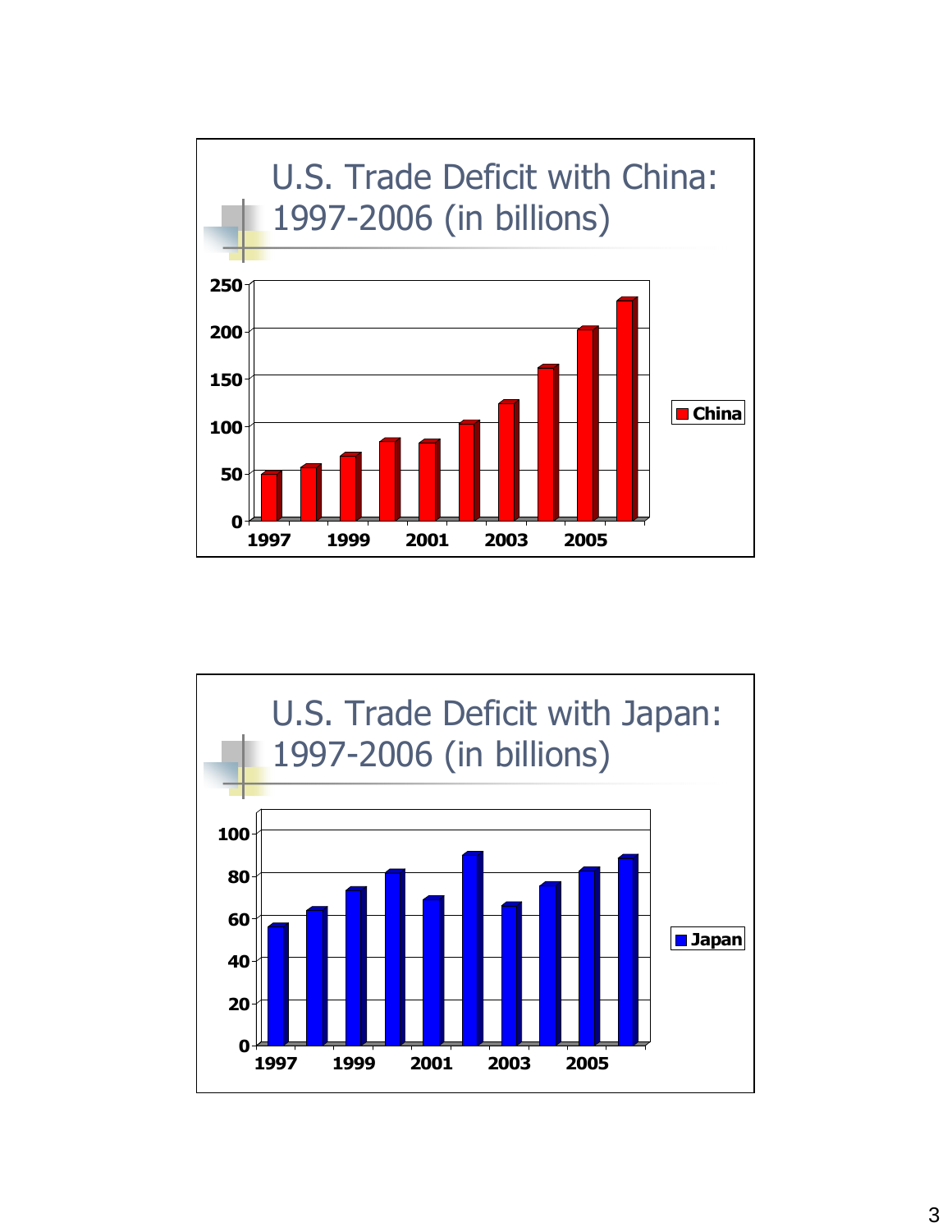# U.S. Trade Deficit with China: 1997-2006 (in billions)

250
200
150
100
50
0

1997 1999 2001 2003 2005

China

# U.S. Trade Deficit with Japan: 1997-2006 (in billions)

100
80
60
40
20
0

1997 1999 2001 2003 2005

Japan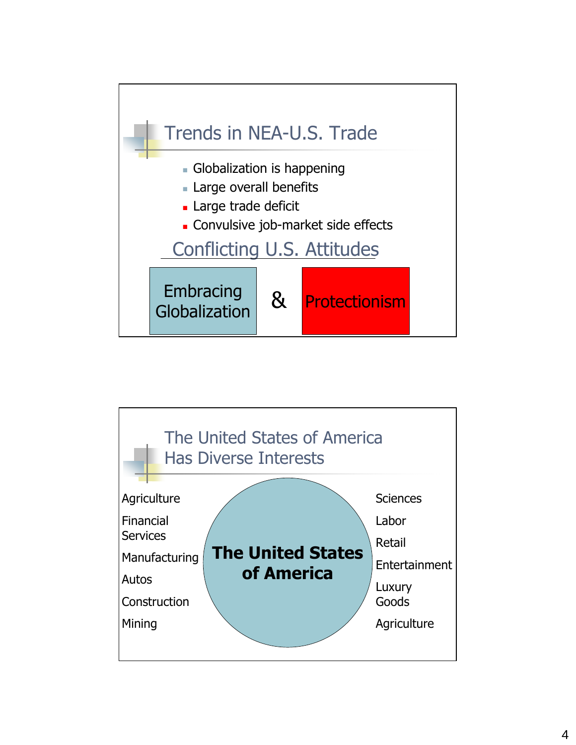## Trends in NEA-U.S. Trade

- Globalization is happening
- Large overall benefits
- Large trade deficit
- Convulsive job-market side effects

### Conflicting U.S. Attitudes

Embracing Globalization & Protectionism

## The United States of America Has Diverse Interests

Agriculture

Financial Services

Manufacturing

Autos

Construction

Mining

**The United States of America**

Sciences

Labor

Retail

Entertainment

Luxury Goods

Agriculture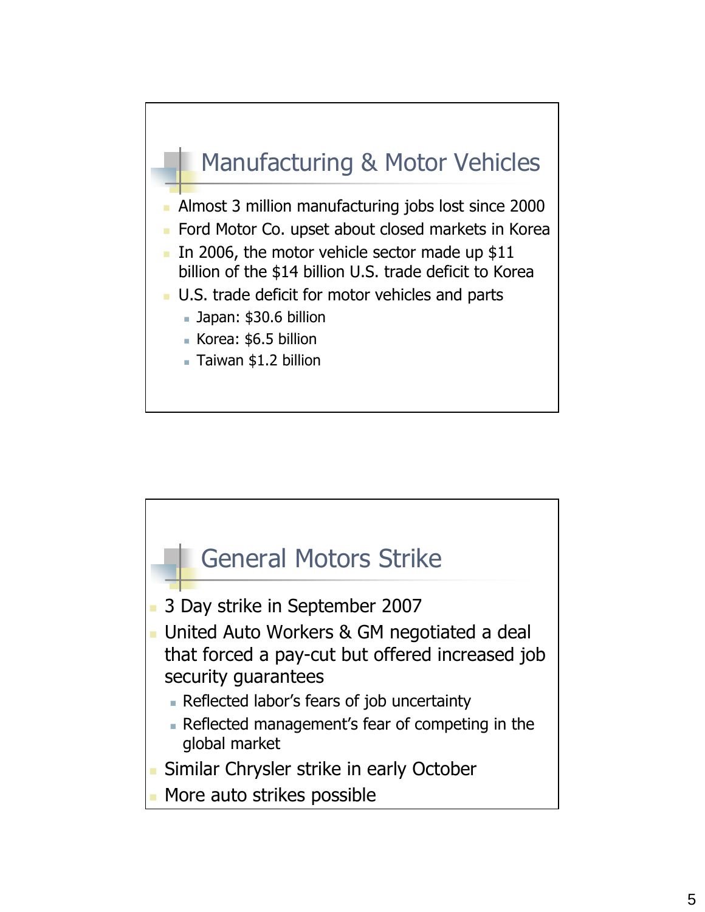## Manufacturing & Motor Vehicles

- Almost 3 million manufacturing jobs lost since 2000
- Ford Motor Co. upset about closed markets in Korea
- In 2006, the motor vehicle sector made up $11 billion of the $14 billion U.S. trade deficit to Korea
- U.S. trade deficit for motor vehicles and parts
  - Japan: $30.6 billion
  - Korea: $6.5 billion
  - Taiwan $1.2 billion

## General Motors Strike

- 3 Day strike in September 2007
- United Auto Workers & GM negotiated a deal that forced a pay-cut but offered increased job security guarantees
  - Reflected labor's fears of job uncertainty
  - Reflected management's fear of competing in the global market
- Similar Chrysler strike in early October
- More auto strikes possible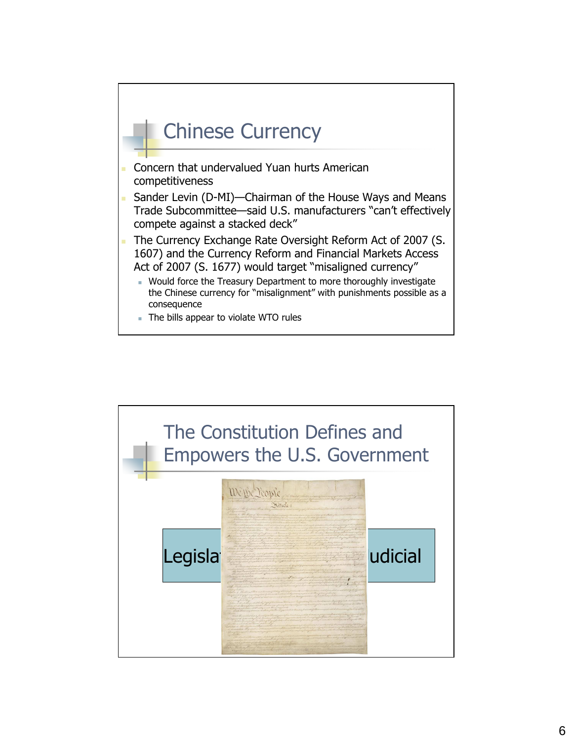## Chinese Currency

- Concern that undervalued Yuan hurts American competitiveness
- Sander Levin (D-MI)—Chairman of the House Ways and Means Trade Subcommittee—said U.S. manufacturers "can't effectively compete against a stacked deck"
- The Currency Exchange Rate Oversight Reform Act of 2007 (S. 1607) and the Currency Reform and Financial Markets Access Act of 2007 (S. 1677) would target "misaligned currency"
  - Would force the Treasury Department to more thoroughly investigate the Chinese currency for "misalignment" with punishments possible as a consequence
  - The bills appear to violate WTO rules

## The Constitution Defines and Empowers the U.S. Government

Legisla

udicial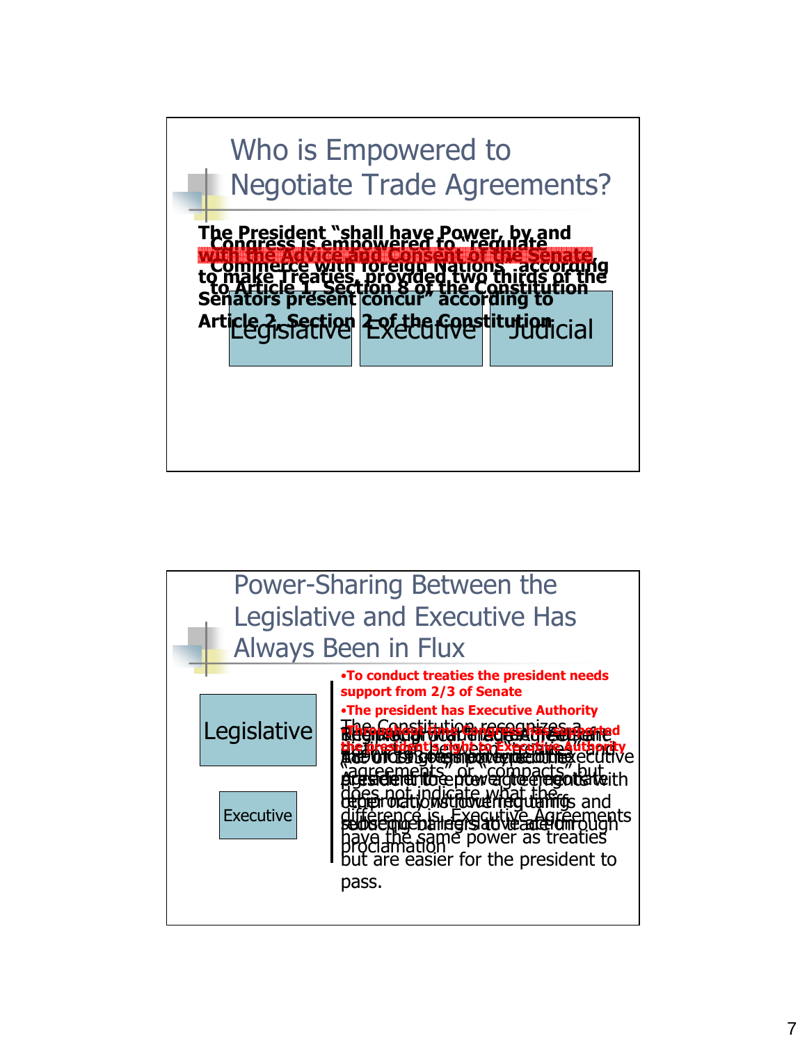## Who is Empowered to Negotiate Trade Agreements?

Congress is empowered to "regulate Commerce with foreign Nations" according to Article 1, Section 8 of the Constitution

The President "shall have Power, by and with the Advice and Consent of the Senate, to make Treaties, provided two thirds of the Senators present concur" according to Article 2, Section 2 of the Constitution

Legislative | Executive | Judicial

## Power-Sharing Between the Legislative and Executive Has Always Been in Flux

Legislative

Executive

- **To conduct treaties the president needs support from 2/3 of Senate**
- **The president has Executive Authority**

**Throughout time Congress has supported the president's right to Executive Authority**

The Constitution recognizes a difference between treaties and "agreements" or "compacts" but does not indicate what the difference is. Executive Agreements have the same power as treaties but are easier for the president to pass.

Beginning with the Tariff Act of 1890, Congress gave the executive president the power to negotiate with other nations over tariffs and subsequent legislative action through proclamation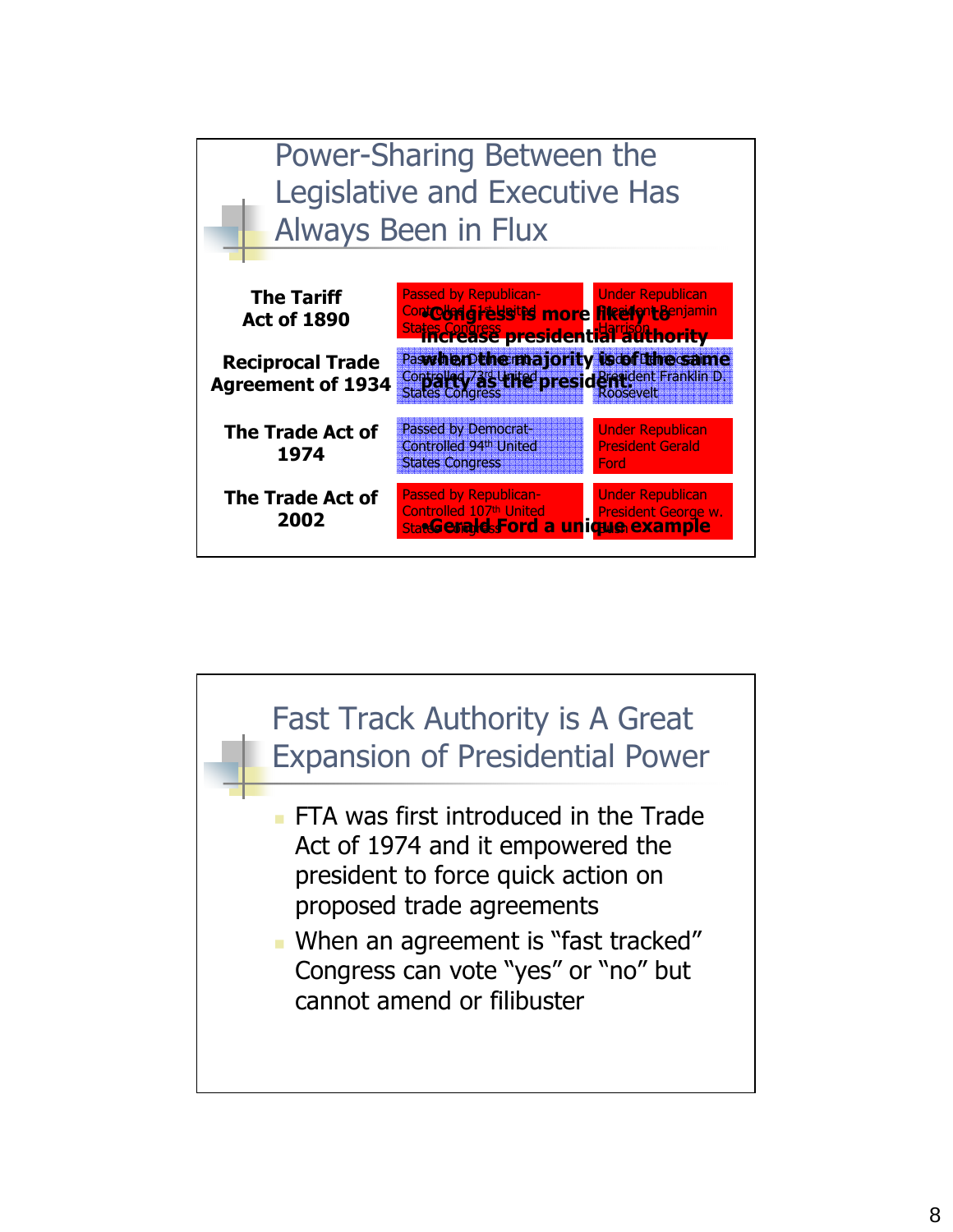## Power-Sharing Between the Legislative and Executive Has Always Been in Flux

| | | |
|---|---|---|
| **The Tariff Act of 1890** | Passed by Republican-Controlled 51st United States Congress | Under Republican President Benjamin Harrison |
| **Reciprocal Trade Agreement of 1934** | Passed by Democrat-Controlled 73rd United States Congress | Under Democrat President Franklin D. Roosevelt |
| **The Trade Act of 1974** | Passed by Democrat-Controlled 94th United States Congress | Under Republican President Gerald Ford |
| **The Trade Act of 2002** | Passed by Republican-Controlled 107th United States Congress | Under Republican President George w. Bush |

- **Congress is more likely to increase presidential authority when the majority is of the same party as the president.**
- **Gerald Ford a unique example**

## Fast Track Authority is A Great Expansion of Presidential Power

- FTA was first introduced in the Trade Act of 1974 and it empowered the president to force quick action on proposed trade agreements
- When an agreement is "fast tracked" Congress can vote "yes" or "no" but cannot amend or filibuster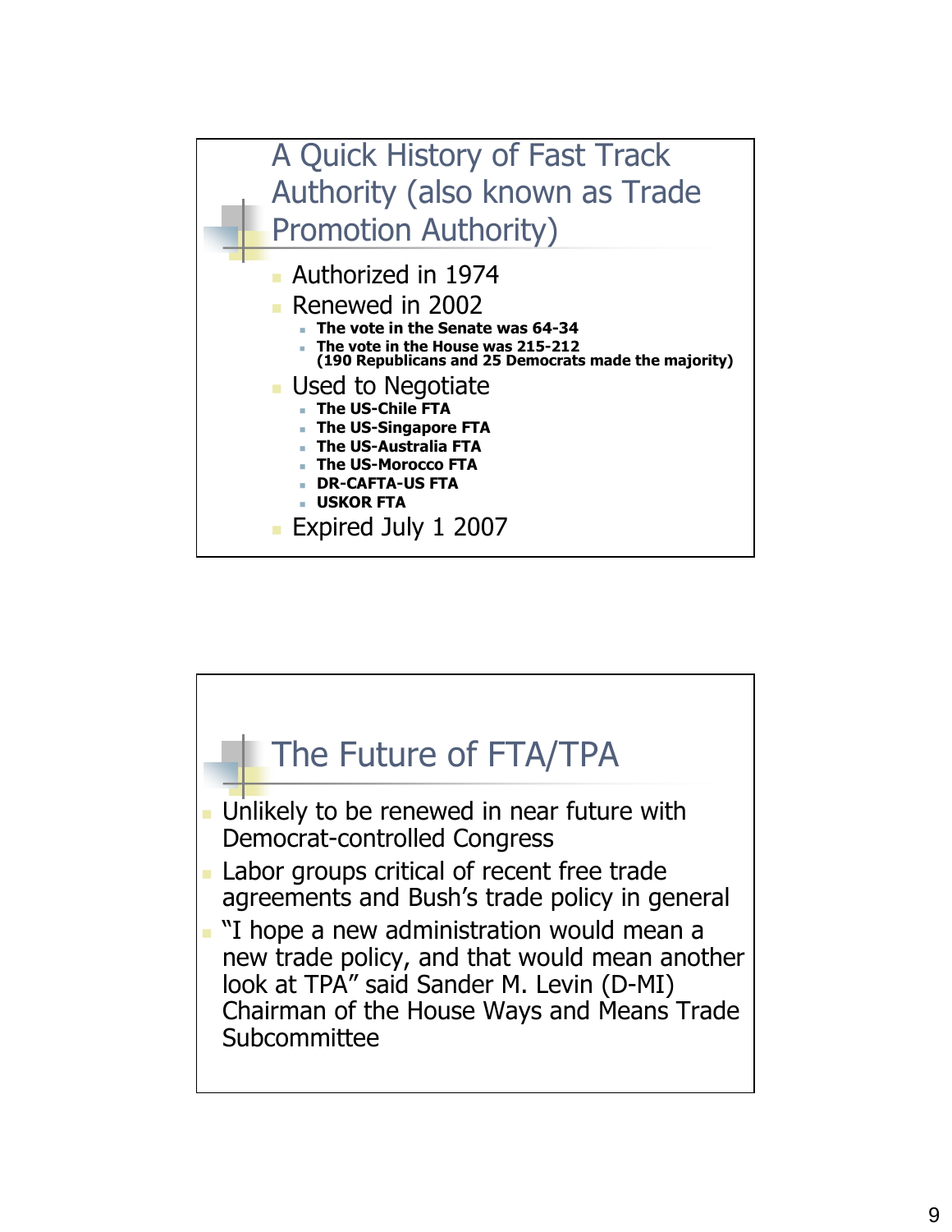## A Quick History of Fast Track Authority (also known as Trade Promotion Authority)

- Authorized in 1974
- Renewed in 2002
  - **The vote in the Senate was 64-34**
  - **The vote in the House was 215-212 (190 Republicans and 25 Democrats made the majority)**
- Used to Negotiate
  - **The US-Chile FTA**
  - **The US-Singapore FTA**
  - **The US-Australia FTA**
  - **The US-Morocco FTA**
  - **DR-CAFTA-US FTA**
  - **USKOR FTA**
- Expired July 1 2007

## The Future of FTA/TPA

- Unlikely to be renewed in near future with Democrat-controlled Congress
- Labor groups critical of recent free trade agreements and Bush's trade policy in general
- "I hope a new administration would mean a new trade policy, and that would mean another look at TPA" said Sander M. Levin (D-MI) Chairman of the House Ways and Means Trade Subcommittee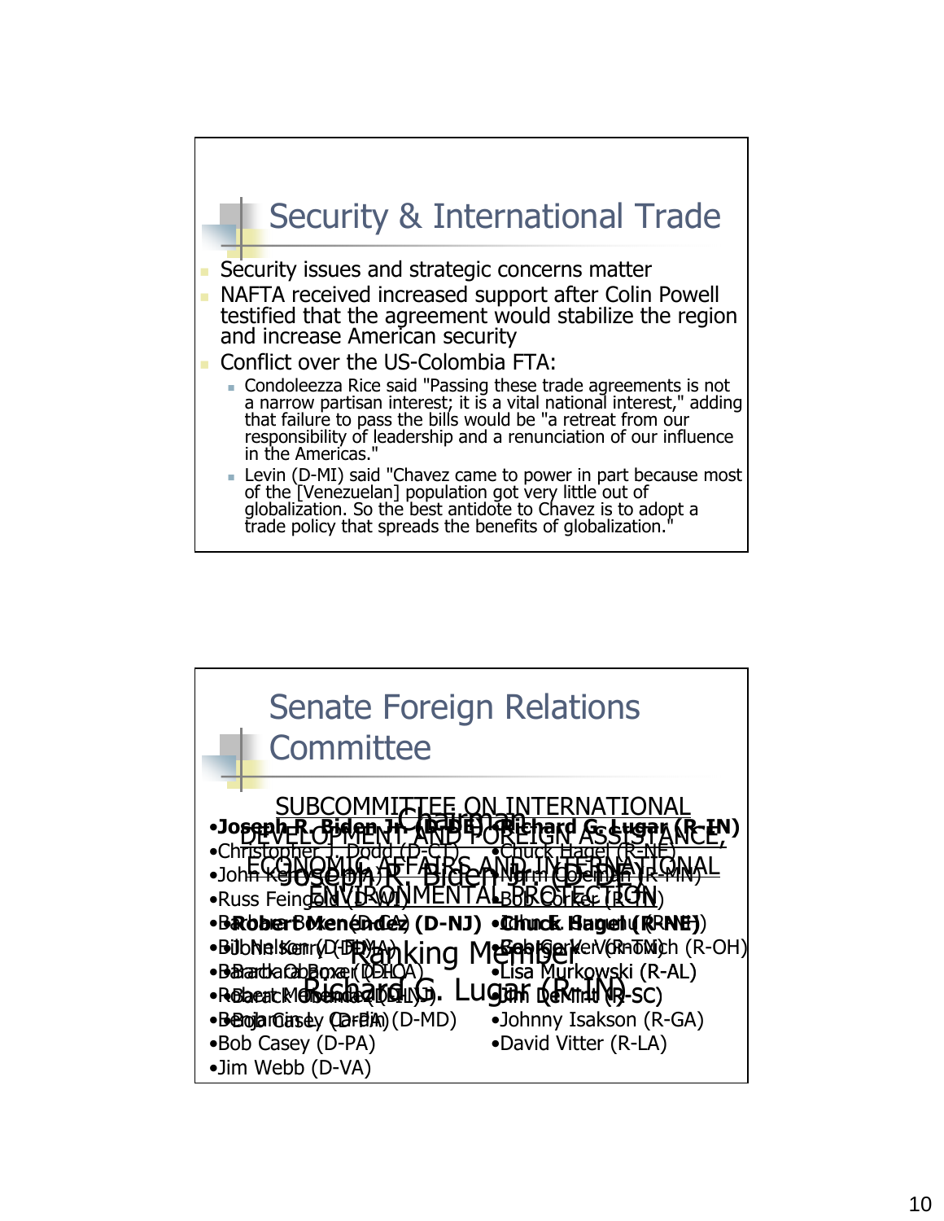## Security & International Trade

- Security issues and strategic concerns matter
- NAFTA received increased support after Colin Powell testified that the agreement would stabilize the region and increase American security
- Conflict over the US-Colombia FTA:
  - Condoleezza Rice said "Passing these trade agreements is not a narrow partisan interest; it is a vital national interest," adding that failure to pass the bills would be "a retreat from our responsibility of leadership and a renunciation of our influence in the Americas."
  - Levin (D-MI) said "Chavez came to power in part because most of the [Venezuelan] population got very little out of globalization. So the best antidote to Chavez is to adopt a trade policy that spreads the benefits of globalization."

## Senate Foreign Relations Committee

Chairman
Joseph R. Biden Jr. (D-DE)

Ranking Member
Richard G. Lugar (R-IN)

| | |
|---|---|
| •**Joseph R. Biden Jr. (D-DE)** | •**Richard G. Lugar (R-IN)** |
| •Christopher J. Dodd (D-CT) | •Chuck Hagel (R-NE) |
| •John Kerry (D-MA) | •Norm Coleman (R-MN) |
| •Russ Feingold (D-WI) | •Bob Corker (R-TN) |
| •Barbara Boxer (D-CA) | •John E. Sununu (R-NH) |
| •Bill Nelson (D-FL) | •George V. Voinovich (R-OH) |
| •Barack Obama (D-IL) | •Lisa Murkowski (R-AL) |
| •Robert Menendez (D-NJ) | •Jim DeMint (R-SC) |
| •Benjamin L. Cardin (D-MD) | •Johnny Isakson (R-GA) |
| •Bob Casey (D-PA) | •David Vitter (R-LA) |
| •Jim Webb (D-VA) | |

SUBCOMMITTEE ON INTERNATIONAL DEVELOPMENT AND FOREIGN ASSISTANCE, ECONOMIC AFFAIRS AND INTERNATIONAL ENVIRONMENTAL PROTECTION

| | |
|---|---|
| •**Robert Menendez (D-NJ)** | •**Chuck Hagel (R-NE)** |
| •John Kerry (D-MA) | •Bob Corker (R-TN) |
| •Barbara Boxer (D-CA) | •Lisa Murkowski (R-AL) |
| •Barack Obama (D-IL) | •Jim DeMint (R-SC) |
| •Bob Casey (D-PA) | |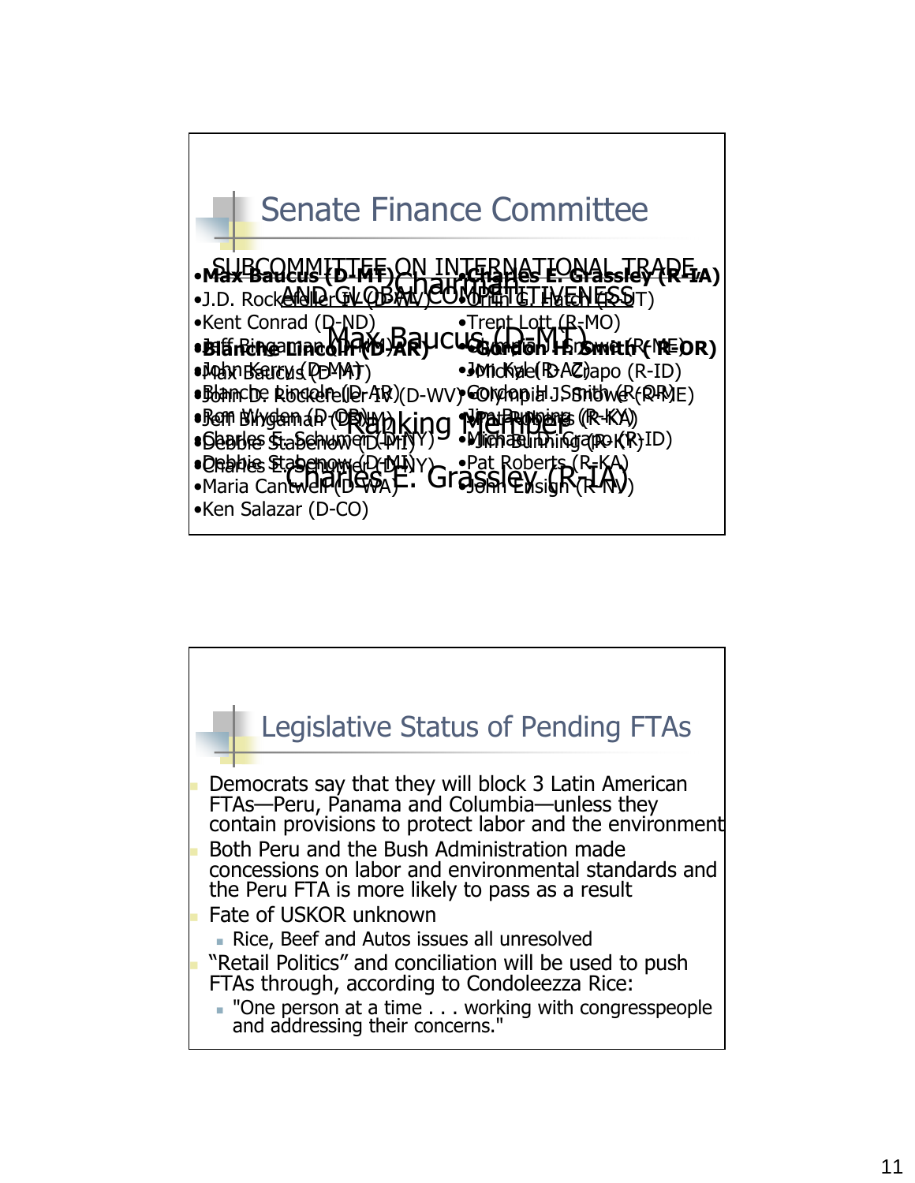## Senate Finance Committee

SUBCOMMITTEE ON INTERNATIONAL TRADE AND GLOBAL COMPETITIVENESS

Chairman
Max Baucus (D-MT)

Ranking Member
Charles E. Grassley (R-IA)

- **Max Baucus (D-MT)**
- J.D. Rockefeller IV (D-WV)
- Kent Conrad (D-ND)
- Jeff Bingaman (D-NM)
- John Kerry (D-MA)
- Blanche Lincoln (D-AR)
- Ron Wyden (D-OR)
- Charles E. Schumer (D-NY)
- Debbie Stabenow (D-MI)
- Maria Cantwell (D-WA)
- Ken Salazar (D-CO)

- **Charles E. Grassley (R-IA)**
- Orrin G. Hatch (R-UT)
- Trent Lott (R-MO)
- Olympia J. Snowe (R-ME)
- Jon Kyl (R-AZ)
- Gordon H. Smith (R-OR)
- Jim Bunning (R-KY)
- Mike Crapo (R-ID)
- Pat Roberts (R-KA)
- John Ensign (R-NV)

- **Blanche Lincoln (D-AR)**
- Max Baucus (D-MT)
- John D. Rockefeller IV (D-WV)
- Jeff Bingaman (D-NM)
- Debbie Stabenow (D-MI)
- Charles E. Schumer (D-NY)

- **Gordon H. Smith (R-OR)**
- Michael D. Crapo (R-ID)
- Olympia J. Snowe (R-ME)
- Pat Roberts (R-KA)
- Jim Bunning (R-KY)

## Legislative Status of Pending FTAs

- Democrats say that they will block 3 Latin American FTAs—Peru, Panama and Columbia—unless they contain provisions to protect labor and the environment
- Both Peru and the Bush Administration made concessions on labor and environmental standards and the Peru FTA is more likely to pass as a result
- Fate of USKOR unknown
  - Rice, Beef and Autos issues all unresolved
- "Retail Politics" and conciliation will be used to push FTAs through, according to Condoleezza Rice:
  - "One person at a time . . . working with congresspeople and addressing their concerns."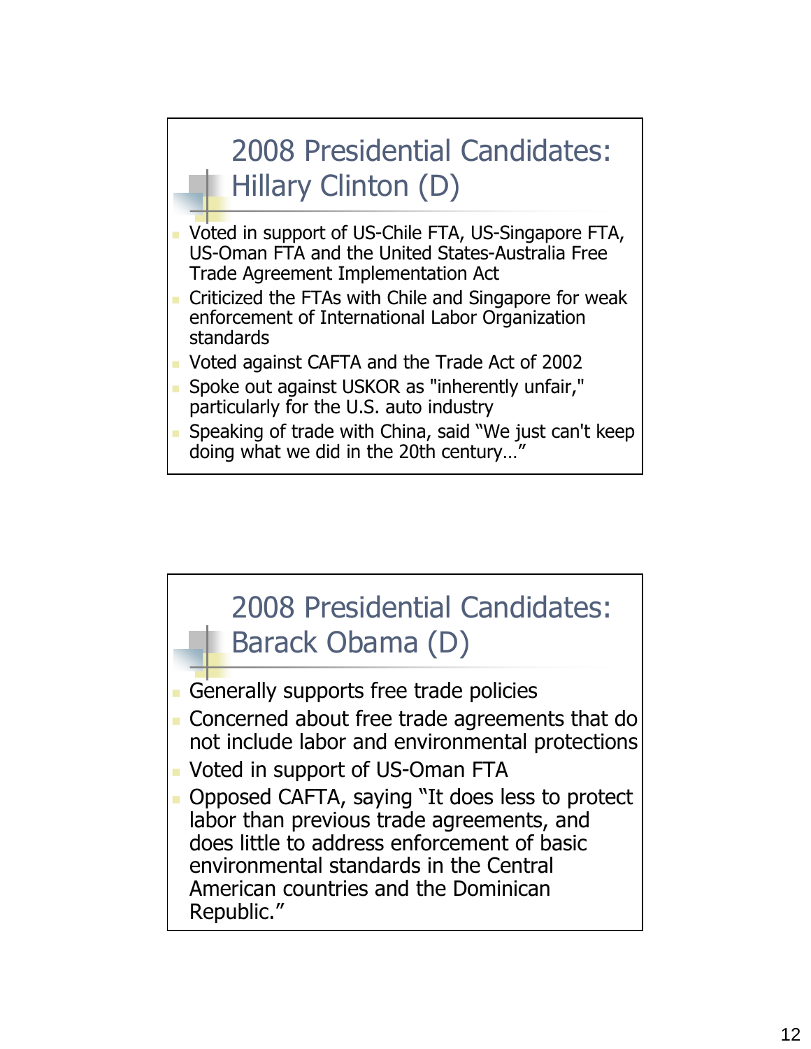## 2008 Presidential Candidates: Hillary Clinton (D)

- Voted in support of US-Chile FTA, US-Singapore FTA, US-Oman FTA and the United States-Australia Free Trade Agreement Implementation Act
- Criticized the FTAs with Chile and Singapore for weak enforcement of International Labor Organization standards
- Voted against CAFTA and the Trade Act of 2002
- Spoke out against USKOR as "inherently unfair," particularly for the U.S. auto industry
- Speaking of trade with China, said "We just can't keep doing what we did in the 20th century…"

## 2008 Presidential Candidates: Barack Obama (D)

- Generally supports free trade policies
- Concerned about free trade agreements that do not include labor and environmental protections
- Voted in support of US-Oman FTA
- Opposed CAFTA, saying "It does less to protect labor than previous trade agreements, and does little to address enforcement of basic environmental standards in the Central American countries and the Dominican Republic."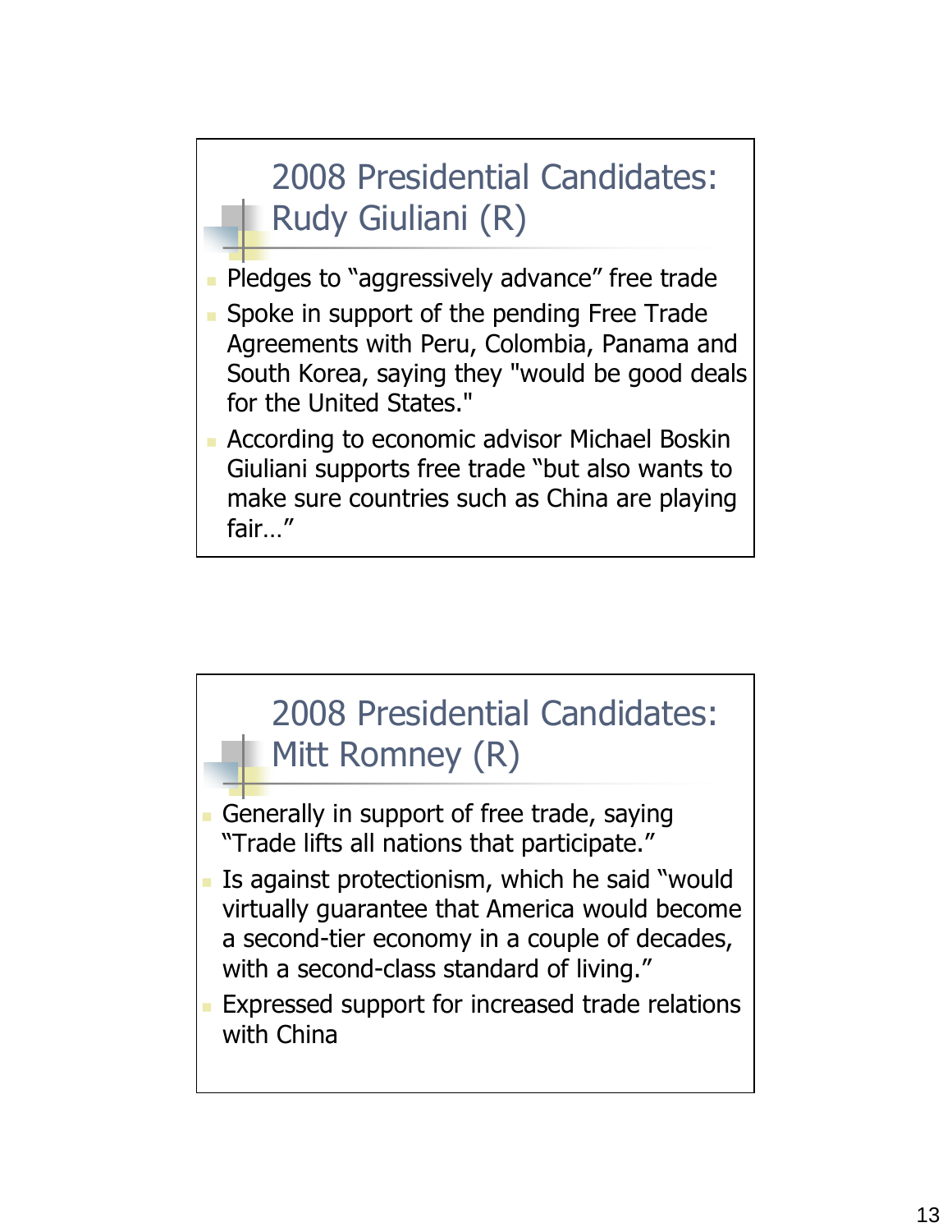## 2008 Presidential Candidates: Rudy Giuliani (R)

- Pledges to “aggressively advance” free trade
- Spoke in support of the pending Free Trade Agreements with Peru, Colombia, Panama and South Korea, saying they "would be good deals for the United States."
- According to economic advisor Michael Boskin Giuliani supports free trade “but also wants to make sure countries such as China are playing fair…”

## 2008 Presidential Candidates: Mitt Romney (R)

- Generally in support of free trade, saying “Trade lifts all nations that participate.”
- Is against protectionism, which he said “would virtually guarantee that America would become a second-tier economy in a couple of decades, with a second-class standard of living.”
- Expressed support for increased trade relations with China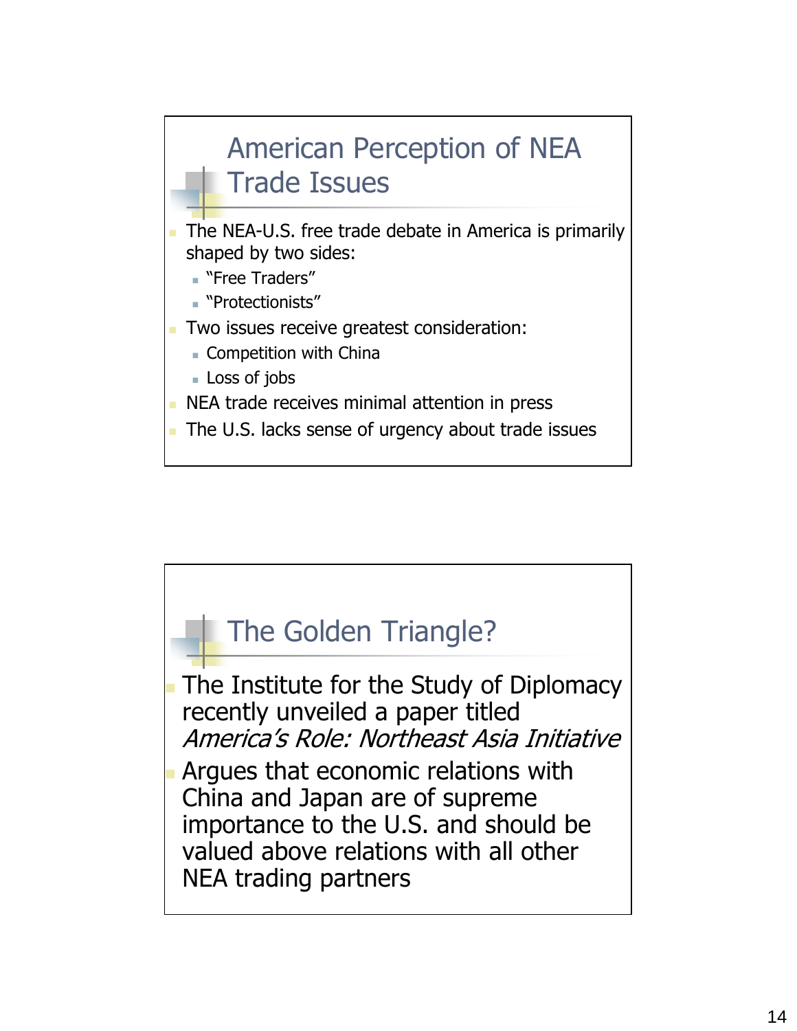## American Perception of NEA Trade Issues

- The NEA-U.S. free trade debate in America is primarily shaped by two sides:
  - "Free Traders"
  - "Protectionists"
- Two issues receive greatest consideration:
  - Competition with China
  - Loss of jobs
- NEA trade receives minimal attention in press
- The U.S. lacks sense of urgency about trade issues

## The Golden Triangle?

- The Institute for the Study of Diplomacy recently unveiled a paper titled *America's Role: Northeast Asia Initiative*
- Argues that economic relations with China and Japan are of supreme importance to the U.S. and should be valued above relations with all other NEA trading partners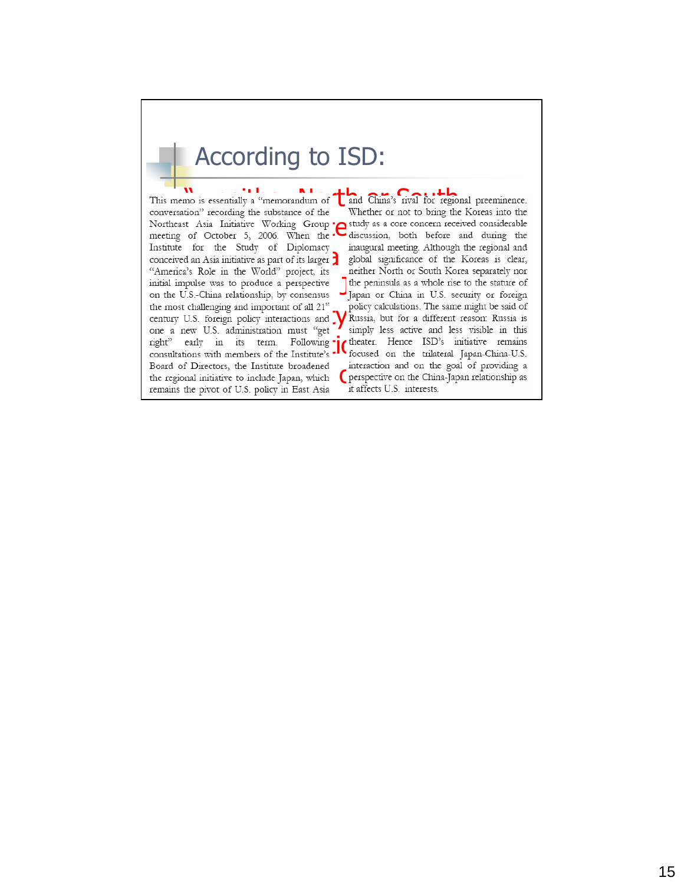# According to ISD:

This memo is essentially a "memorandum of conversation" recording the substance of the Northeast Asia Initiative Working Group meeting of October 5, 2006. When the Institute for the Study of Diplomacy conceived an Asia initiative as part of its larger "America's Role in the World" project, its initial impulse was to produce a perspective on the U.S.-China relationship, by consensus the most challenging and important of all 21st century U.S. foreign policy interactions and one a new U.S. administration must "get right" early in its term. Following consultations with members of the Institute's Board of Directors, the Institute broadened the regional initiative to include Japan, which remains the pivot of U.S. policy in East Asia and China's rival for regional preeminence. Whether or not to bring the Koreas into the study as a core concern received considerable discussion, both before and during the inaugural meeting. Although the regional and global significance of the Koreas is clear, neither North or South Korea separately nor the peninsula as a whole rise to the stature of Japan or China in U.S. security or foreign policy calculations. The same might be said of Russia, but for a different reason: Russia is simply less active and less visible in this theater. Hence ISD's initiative remains focused on the trilateral Japan-China-U.S. interaction and on the goal of providing a perspective on the China-Japan relationship as it affects U.S. interests.